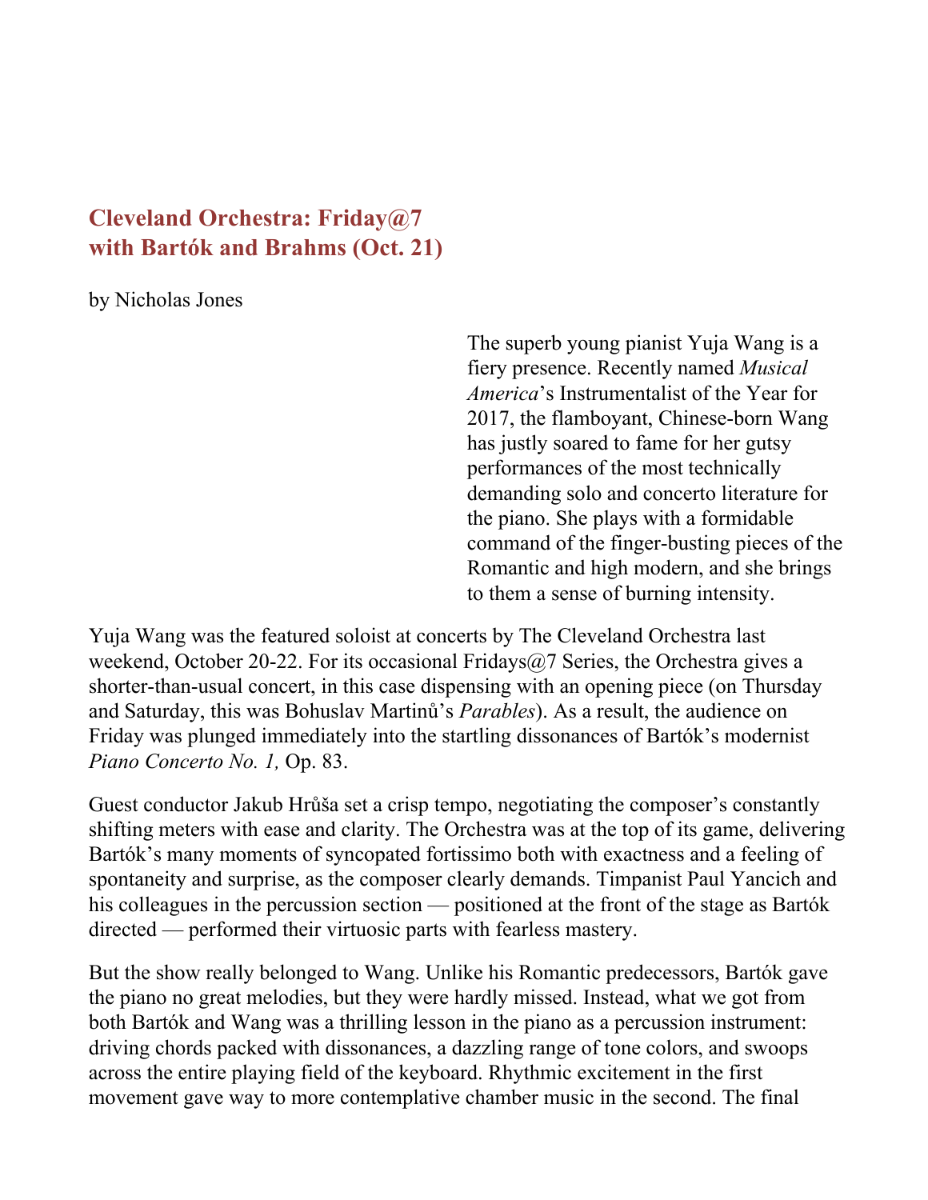# Cleveland Orchestra: Friday@7 with Bartók and Brahms (Oct. 21)

by Nicholas Jones

The superb young pianist Yuja Wang is a fiery presence. Recently named *Musical America*'s Instrumentalist of the Year for 2017, the flamboyant, Chinese-born Wang has justly soared to fame for her gutsy performances of the most technically demanding solo and concerto literature for the piano. She plays with a formidable command of the finger-busting pieces of the Romantic and high modern, and she brings to them a sense of burning intensity.

Yuja Wang was the featured soloist at concerts by The Cleveland Orchestra last weekend, October 20-22. For its occasional Fridays@7 Series, the Orchestra gives a shorter-than-usual concert, in this case dispensing with an opening piece (on Thursday and Saturday, this was Bohuslav Martinů's *Parables*). As a result, the audience on Friday was plunged immediately into the startling dissonances of Bartók's modernist *Piano Concerto No. 1,* Op. 83.

Guest conductor Jakub Hrůša set a crisp tempo, negotiating the composer's constantly shifting meters with ease and clarity. The Orchestra was at the top of its game, delivering Bartók's many moments of syncopated fortissimo both with exactness and a feeling of spontaneity and surprise, as the composer clearly demands. Timpanist Paul Yancich and his colleagues in the percussion section — positioned at the front of the stage as Bartók directed — performed their virtuosic parts with fearless mastery.

But the show really belonged to Wang. Unlike his Romantic predecessors, Bartók gave the piano no great melodies, but they were hardly missed. Instead, what we got from both Bartók and Wang was a thrilling lesson in the piano as a percussion instrument: driving chords packed with dissonances, a dazzling range of tone colors, and swoops across the entire playing field of the keyboard. Rhythmic excitement in the first movement gave way to more contemplative chamber music in the second. The final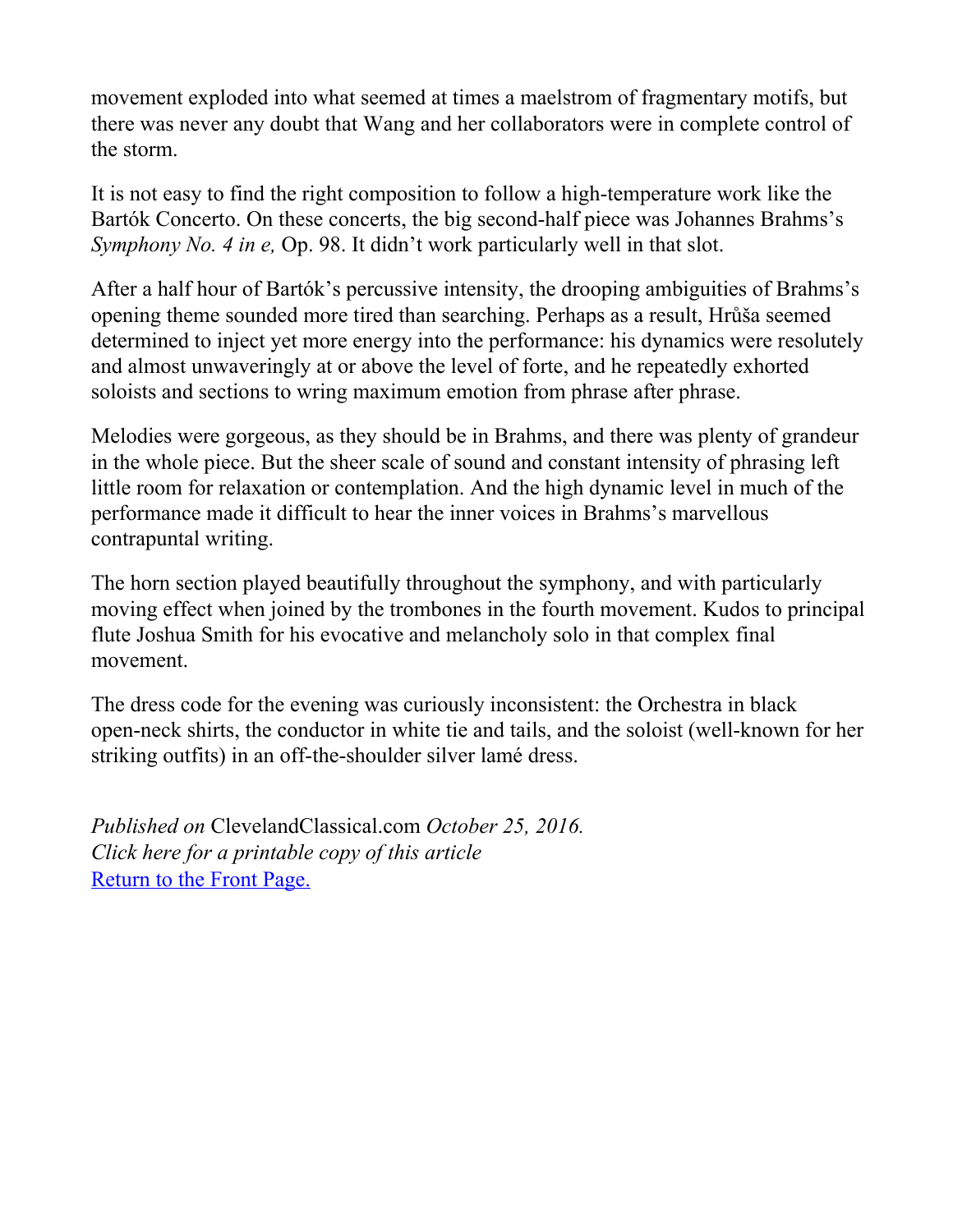movement exploded into what seemed at times a maelstrom of fragmentary motifs, but there was never any doubt that Wang and her collaborators were in complete control of the storm.

It is not easy to find the right composition to follow a high-temperature work like the Bartók Concerto. On these concerts, the big second-half piece was Johannes Brahms's *Symphony No. 4 in e,* Op. 98. It didn't work particularly well in that slot.

After a half hour of Bartók's percussive intensity, the drooping ambiguities of Brahms's opening theme sounded more tired than searching. Perhaps as a result, Hrůša seemed determined to inject yet more energy into the performance: his dynamics were resolutely and almost unwaveringly at or above the level of forte, and he repeatedly exhorted soloists and sections to wring maximum emotion from phrase after phrase.

Melodies were gorgeous, as they should be in Brahms, and there was plenty of grandeur in the whole piece. But the sheer scale of sound and constant intensity of phrasing left little room for relaxation or contemplation. And the high dynamic level in much of the performance made it difficult to hear the inner voices in Brahms's marvellous contrapuntal writing.

The horn section played beautifully throughout the symphony, and with particularly moving effect when joined by the trombones in the fourth movement. Kudos to principal flute Joshua Smith for his evocative and melancholy solo in that complex final movement.

The dress code for the evening was curiously inconsistent: the Orchestra in black open-neck shirts, the conductor in white tie and tails, and the soloist (well-known for her striking outfits) in an off-the-shoulder silver lamé dress.

*Published on* ClevelandClassical.com *October 25, 2016.*
*Click here for a printable copy of this article*
Return to the Front Page.